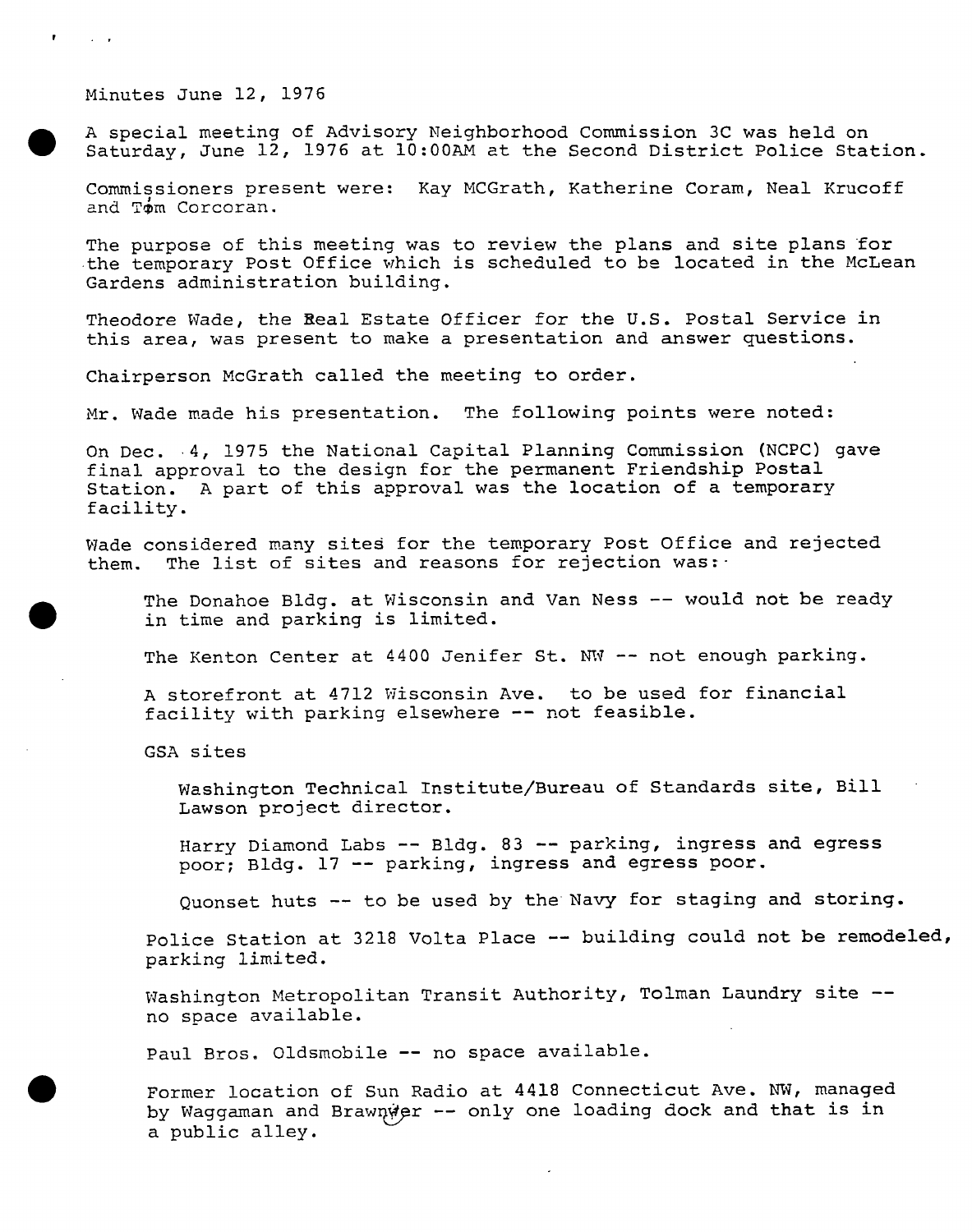Minutes June 12, 1976

A special meeting of Advisory Neighborhood Commission 3C was held on Saturday, June 12, 1976 at 10:00AM at the Second District Police Station.

Commissioners present were: Kay MCGrath, Katherine Coram, Neal Krucoff and Tom Corcoran.

The purpose of this meeting was to review the plans and site plans for the temporary Post Office which is scheduled to be located in the McLean Gardens administration building.

Theodore Wade, the Real Estate Officer for the U.S. Postal Service in this area, was present to make a presentation and answer questions.

Chairperson McGrath called the meeting to order.

Mr. Wade made his presentation. The following points were noted:

On Dec. 4, 1975 the National Capital Planning Commission (NCPC) gave final approval to the design for the permanent Friendship Postal Station. A part of this approval was the location of a temporary facility.

Wade considered many sites for the temporary Post Office and rejected them. The list of sites and reasons for rejection was:

> The Donahoe Bldg. at Wisconsin and Van Ness -- would not be ready in time and parking is limited.
>
> The Kenton Center at 4400 Jenifer St. NW -- not enough parking.
>
> A storefront at 4712 Wisconsin Ave. to be used for financial facility with parking elsewhere -- not feasible.
>
> GSA sites
>
> > Washington Technical Institute/Bureau of Standards site, Bill Lawson project director.
> >
> > Harry Diamond Labs -- Bldg. 83 -- parking, ingress and egress poor; Bldg. 17 -- parking, ingress and egress poor.
> >
> > Quonset huts -- to be used by the Navy for staging and storing.
>
> Police Station at 3218 Volta Place -- building could not be remodeled, parking limited.
>
> Washington Metropolitan Transit Authority, Tolman Laundry site -- no space available.
>
> Paul Bros. Oldsmobile -- no space available.
>
> Former location of Sun Radio at 4418 Connecticut Ave. NW, managed by Waggaman and Brawner -- only one loading dock and that is in a public alley.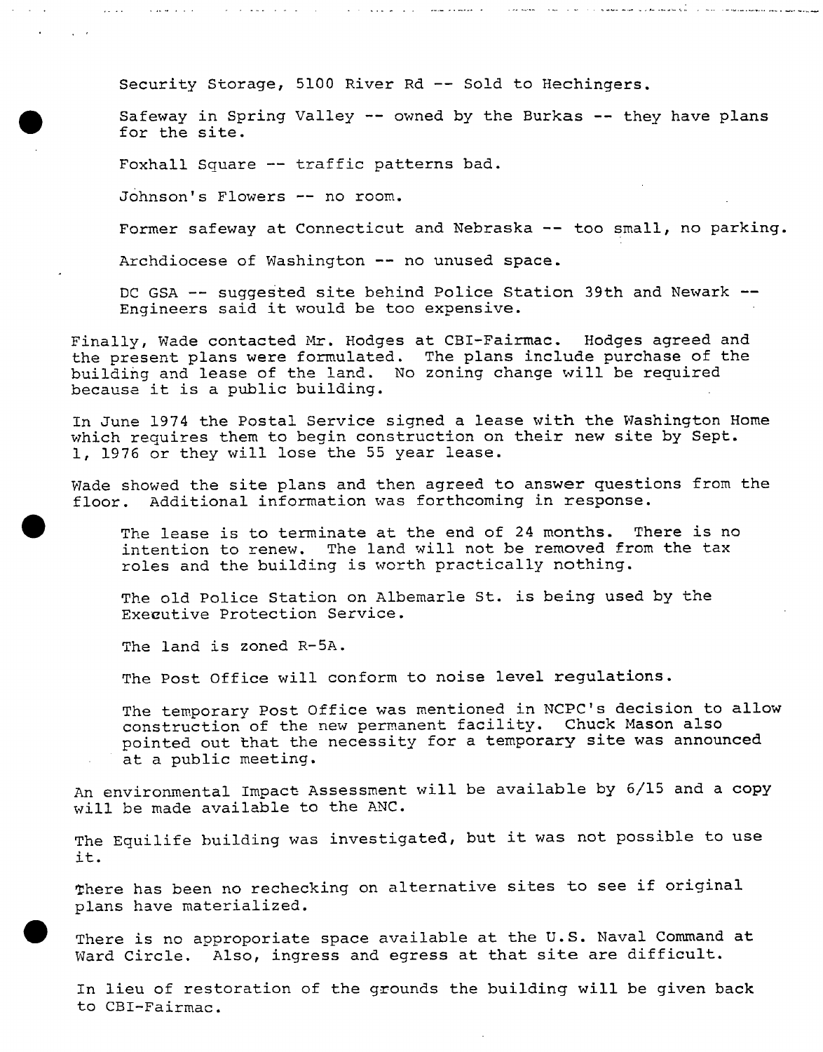Security Storage, 5100 River Rd -- Sold to Hechingers.

Safeway in Spring Valley -- owned by the Burkas -- they have plans for the site.

Foxhall Square -- traffic patterns bad.

Johnson's Flowers -- no room.

Former safeway at Connecticut and Nebraska -- too small, no parking.

Archdiocese of Washington -- no unused space.

DC GSA -- suggested site behind Police Station 39th and Newark -- Engineers said it would be too expensive.

Finally, Wade contacted Mr. Hodges at CBI-Fairmac. Hodges agreed and the present plans were formulated. The plans include purchase of the building and lease of the land. No zoning change will be required because it is a public building.

In June 1974 the Postal Service signed a lease with the Washington Home which requires them to begin construction on their new site by Sept. 1, 1976 or they will lose the 55 year lease.

Wade showed the site plans and then agreed to answer questions from the floor. Additional information was forthcoming in response.

The lease is to terminate at the end of 24 months. There is no intention to renew. The land will not be removed from the tax roles and the building is worth practically nothing.

The old Police Station on Albemarle St. is being used by the Executive Protection Service.

The land is zoned R-5A.

The Post Office will conform to noise level regulations.

The temporary Post Office was mentioned in NCPC's decision to allow construction of the new permanent facility. Chuck Mason also pointed out that the necessity for a temporary site was announced at a public meeting.

An environmental Impact Assessment will be available by 6/15 and a copy will be made available to the ANC.

The Equilife building was investigated, but it was not possible to use it.

There has been no rechecking on alternative sites to see if original plans have materialized.

There is no approporiate space available at the U.S. Naval Command at Ward Circle. Also, ingress and egress at that site are difficult.

In lieu of restoration of the grounds the building will be given back to CBI-Fairmac.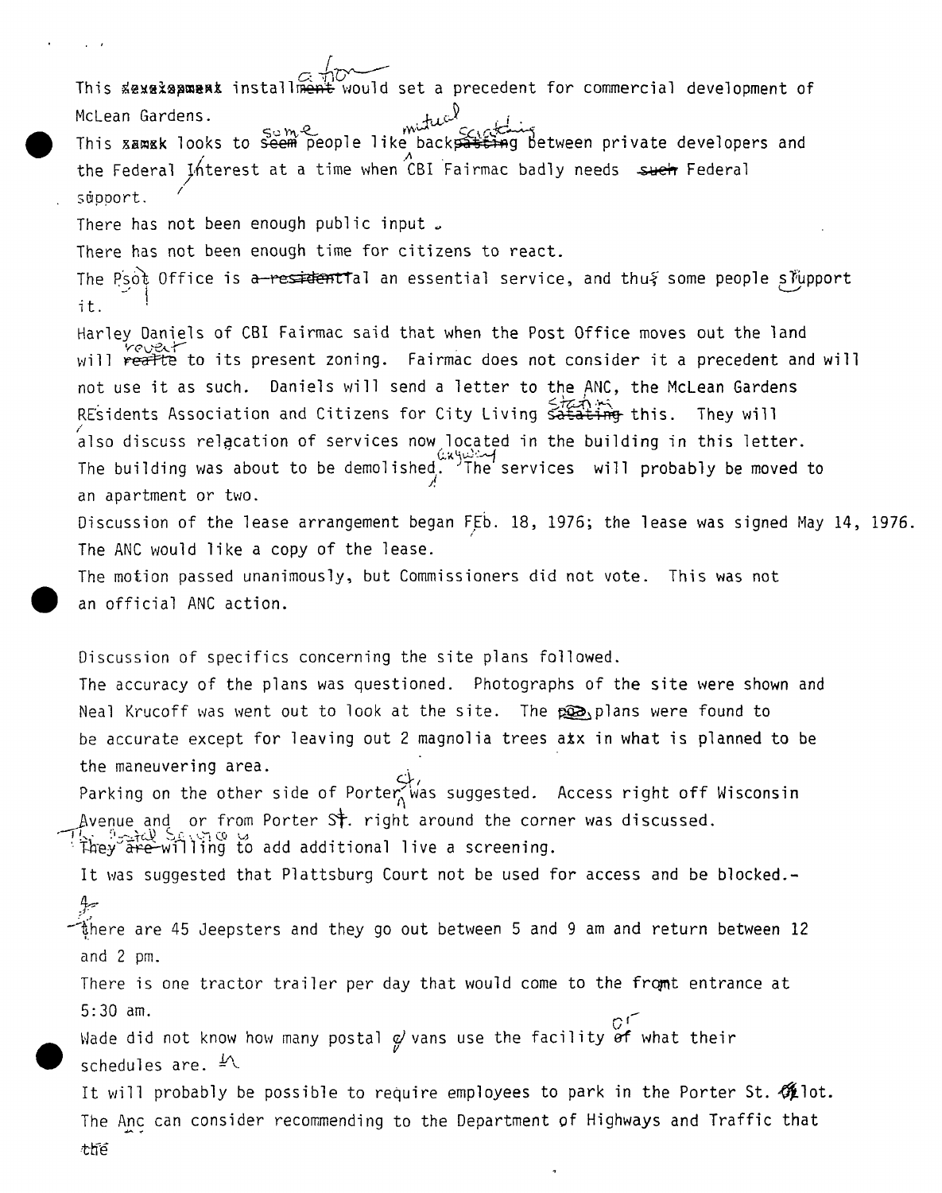This installation would set a precedent for commercial development of McLean Gardens.

This looks to some people like mutual backscratching between private developers and the Federal Interest at a time when CBI Fairmac badly needs Federal support.

There has not been enough public input.

There has not been enough time for citizens to react.

The Post Office is an essential service, and thus some people support it.

Harley Daniels of CBI Fairmac said that when the Post Office moves out the land will revert to its present zoning. Fairmac does not consider it a precedent and will not use it as such. Daniels will send a letter to the ANC, the McLean Gardens REsidents Association and Citizens for City Living stating this. They will also discuss relocation of services now located in the building in this letter. The building was about to be demolished anyway. The services will probably be moved to an apartment or two.

Discussion of the lease arrangement began FEb. 18, 1976; the lease was signed May 14, 1976.

The ANC would like a copy of the lease.

The motion passed unanimously, but Commissioners did not vote. This was not an official ANC action.

Discussion of specifics concerning the site plans followed.

The accuracy of the plans was questioned. Photographs of the site were shown and Neal Krucoff was went out to look at the site. The plans were found to be accurate except for leaving out 2 magnolia trees in what is planned to be the maneuvering area.

Parking on the other side of Porter St. was suggested. Access right off Wisconsin Avenue and or from Porter St. right around the corner was discussed.

The Postal Service is willing to add additional live a screening.

It was suggested that Plattsburg Court not be used for access and be blocked.-

There are 45 Jeepsters and they go out between 5 and 9 am and return between 12 and 2 pm.

There is one tractor trailer per day that would come to the front entrance at 5:30 am.

Wade did not know how many postal vans use the facility or what their schedules are.

It will probably be possible to require employees to park in the Porter St. lot.

The Anc can consider recommending to the Department of Highways and Traffic that the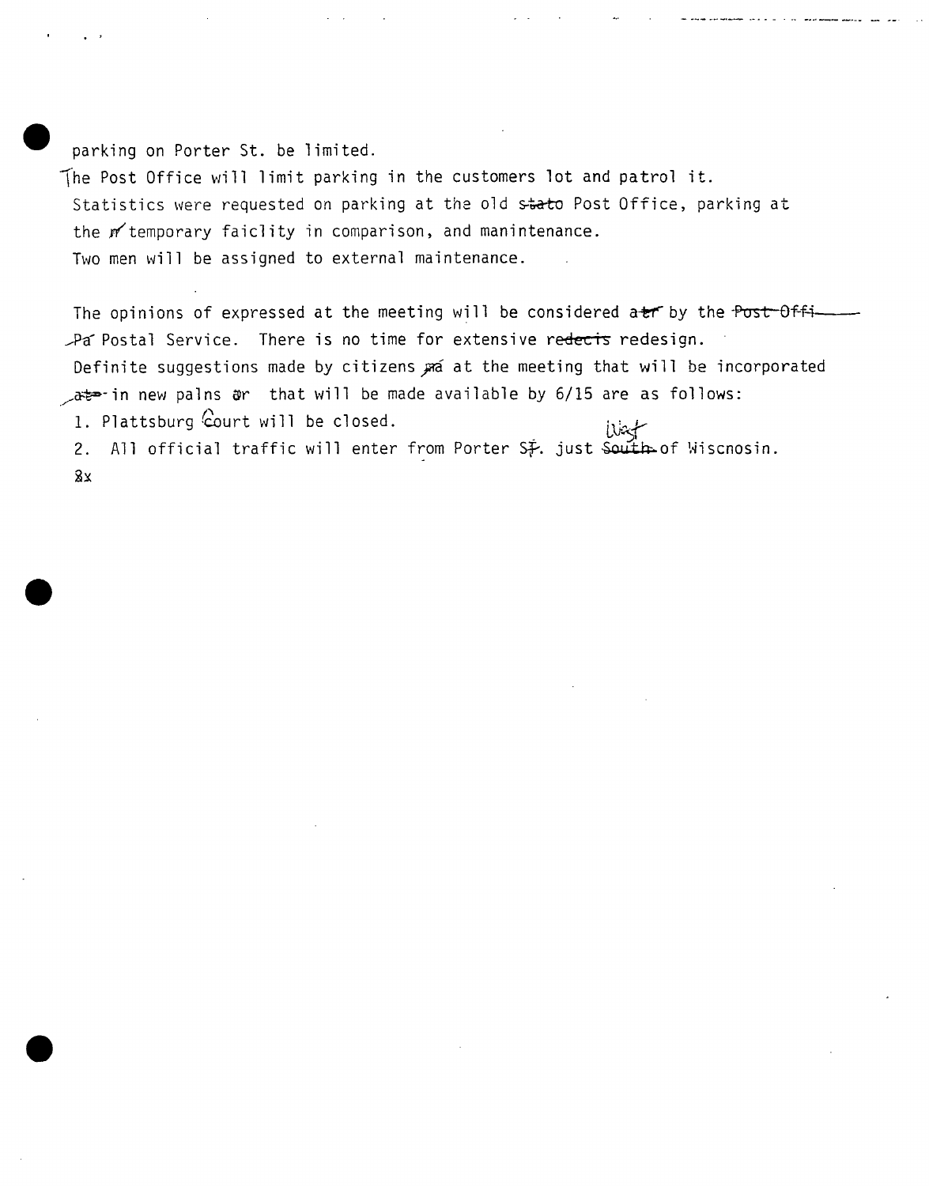parking on Porter St. be limited.

The Post Office will limit parking in the customers lot and patrol it.

Statistics were requested on parking at the old ~~stato~~ Post Office, parking at the temporary faiclity in comparison, and manintenance.

Two men will be assigned to external maintenance.

The opinions of expressed at the meeting will be considered ~~atr~~ by the ~~Post Offi~~ Postal Service. There is no time for extensive ~~redecis~~ redesign.

Definite suggestions made by citizens at the meeting that will be incorporated ~~ato~~ in new palns or that will be made available by 6/15 are as follows:

1. Plattsburg Court will be closed.
2. All official traffic will enter from Porter St. just ~~South~~ West of Wiscnosin.

8x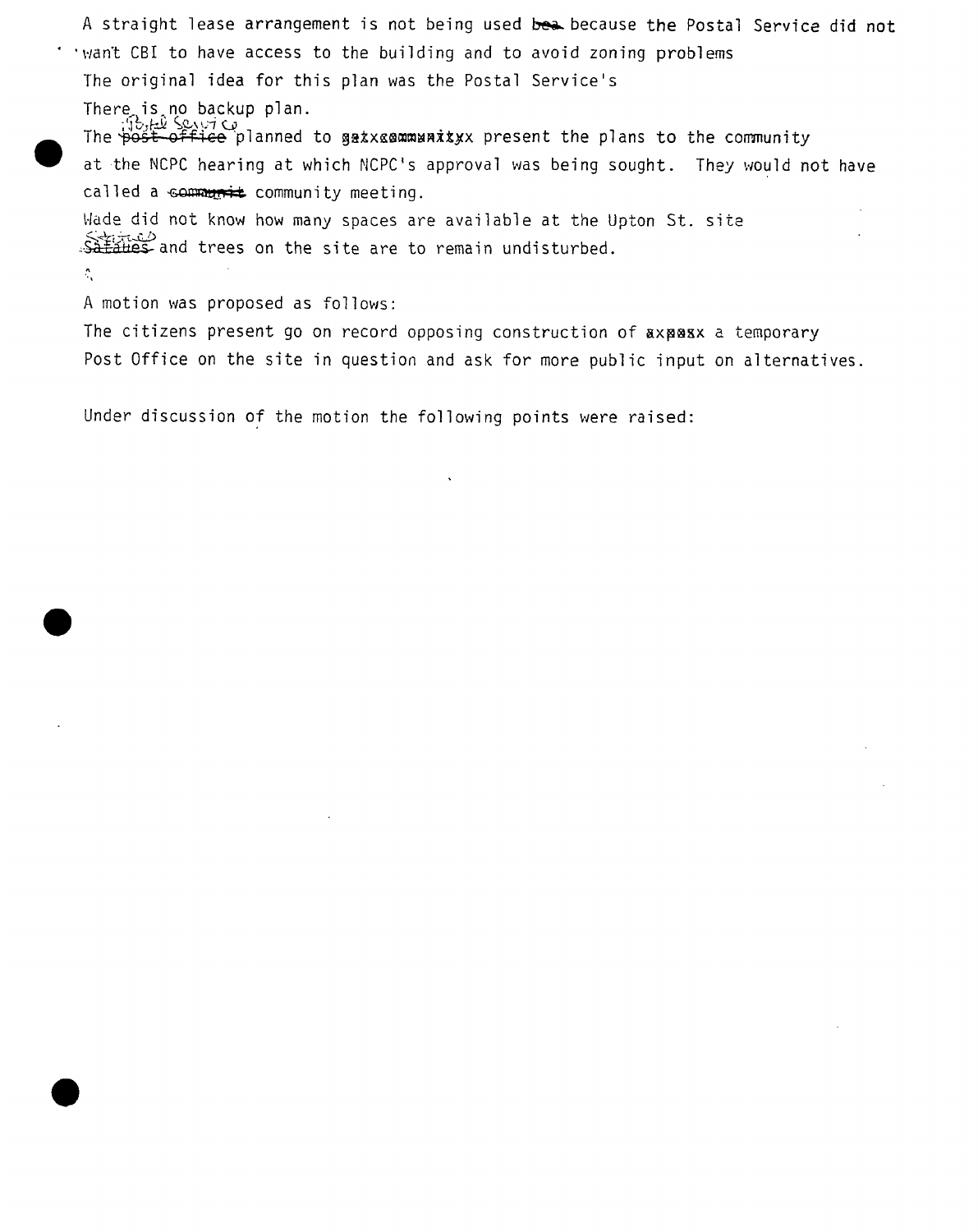A straight lease arrangement is not being used because the Postal Service did not want CBI to have access to the building and to avoid zoning problems

The original idea for this plan was the Postal Service's

There is no backup plan.

The Postal Service planned to present the plans to the community at the NCPC hearing at which NCPC's approval was being sought. They would not have called a community meeting.

Wade did not know how many spaces are available at the Upton St. site

Statues and trees on the site are to remain undisturbed.

A motion was proposed as follows:

The citizens present go on record opposing construction of a temporary Post Office on the site in question and ask for more public input on alternatives.

Under discussion of the motion the following points were raised: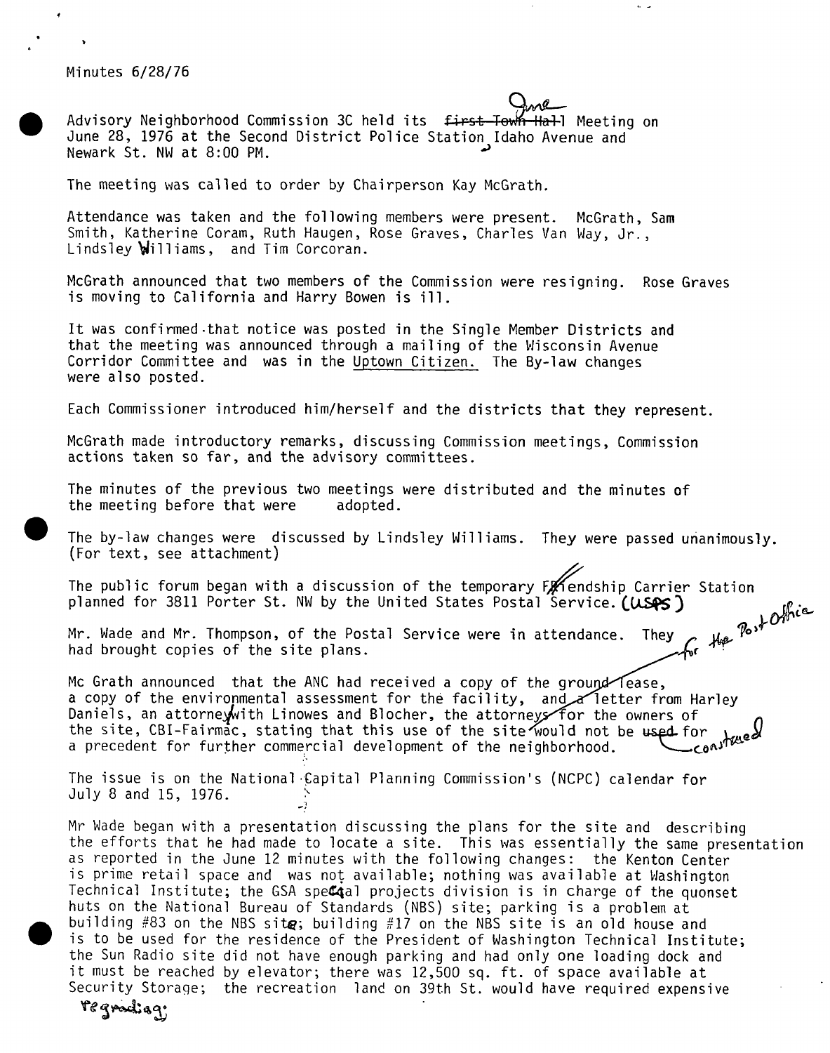Minutes 6/28/76

Advisory Neighborhood Commission 3C held its ~~first Town Hall~~ June Meeting on June 28, 1976 at the Second District Police Station, Idaho Avenue and Newark St. NW at 8:00 PM.

The meeting was called to order by Chairperson Kay McGrath.

Attendance was taken and the following members were present. McGrath, Sam Smith, Katherine Coram, Ruth Haugen, Rose Graves, Charles Van Way, Jr., Lindsley Williams, and Tim Corcoran.

McGrath announced that two members of the Commission were resigning. Rose Graves is moving to California and Harry Bowen is ill.

It was confirmed that notice was posted in the Single Member Districts and that the meeting was announced through a mailing of the Wisconsin Avenue Corridor Committee and was in the Uptown Citizen. The By-law changes were also posted.

Each Commissioner introduced him/herself and the districts that they represent.

McGrath made introductory remarks, discussing Commission meetings, Commission actions taken so far, and the advisory committees.

The minutes of the previous two meetings were distributed and the minutes of the meeting before that were adopted.

The by-law changes were discussed by Lindsley Williams. They were passed unanimously. (For text, see attachment)

The public forum began with a discussion of the temporary Friendship Carrier Station planned for 3811 Porter St. NW by the United States Postal Service. (USPS)

Mr. Wade and Mr. Thompson, of the Postal Service were in attendance. They had brought copies of the site plans.

Mc Grath announced that the ANC had received a copy of the ground lease, a copy of the environmental assessment for the facility, and letter from Harley Daniels, an attorney with Linowes and Blocher, the attorneys for the owners of the site, CBI-Fairmac, stating that this use of the site for the Post Office would not be ~~used for~~ construed a precedent for further commercial development of the neighborhood.

The issue is on the National Capital Planning Commission's (NCPC) calendar for July 8 and 15, 1976.

Mr Wade began with a presentation discussing the plans for the site and describing the efforts that he had made to locate a site. This was essentially the same presentation as reported in the June 12 minutes with the following changes: the Kenton Center is prime retail space and was not available; nothing was available at Washington Technical Institute; the GSA special projects division is in charge of the quonset huts on the National Bureau of Standards (NBS) site; parking is a problem at building #83 on the NBS site; building #17 on the NBS site is an old house and is to be used for the residence of the President of Washington Technical Institute; the Sun Radio site did not have enough parking and had only one loading dock and it must be reached by elevator; there was 12,500 sq. ft. of space available at Security Storage; the recreation land on 39th St. would have required expensive regrading;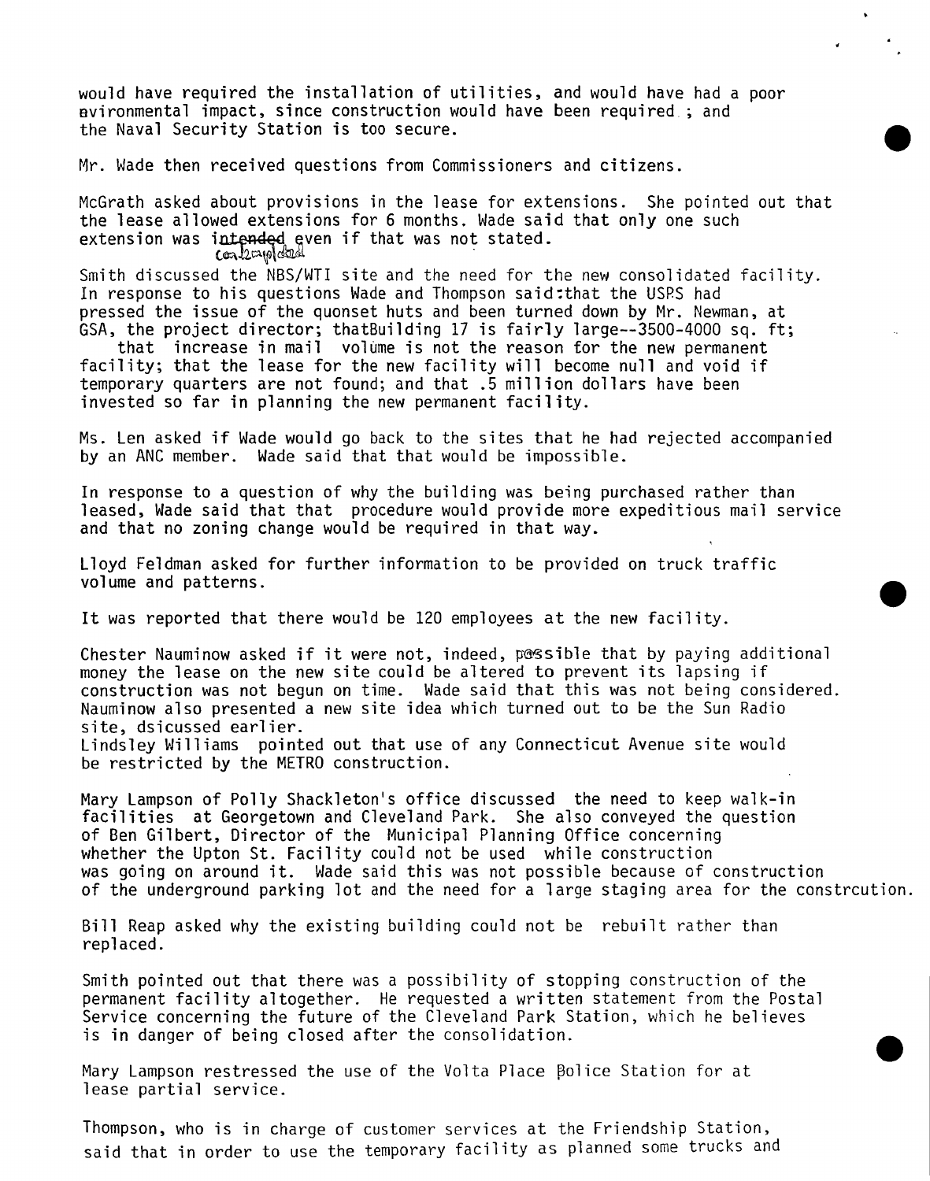would have required the installation of utilities, and would have had a poor environmental impact, since construction would have been required ; and the Naval Security Station is too secure.

Mr. Wade then received questions from Commissioners and citizens.

McGrath asked about provisions in the lease for extensions. She pointed out that the lease allowed extensions for 6 months. Wade said that only one such extension was ~~intended~~ contemplated even if that was not stated.

Smith discussed the NBS/WTI site and the need for the new consolidated facility. In response to his questions Wade and Thompson said:that the USPS had pressed the issue of the quonset huts and been turned down by Mr. Newman, at GSA, the project director; thatBuilding 17 is fairly large--3500-4000 sq. ft; that increase in mail volume is not the reason for the new permanent facility; that the lease for the new facility will become null and void if temporary quarters are not found; and that .5 million dollars have been invested so far in planning the new permanent facility.

Ms. Len asked if Wade would go back to the sites that he had rejected accompanied by an ANC member. Wade said that that would be impossible.

In response to a question of why the building was being purchased rather than leased, Wade said that that procedure would provide more expeditious mail service and that no zoning change would be required in that way.

Lloyd Feldman asked for further information to be provided on truck traffic volume and patterns.

It was reported that there would be 120 employees at the new facility.

Chester Nauminow asked if it were not, indeed, possible that by paying additional money the lease on the new site could be altered to prevent its lapsing if construction was not begun on time. Wade said that this was not being considered. Nauminow also presented a new site idea which turned out to be the Sun Radio site, dsicussed earlier.
Lindsley Williams pointed out that use of any Connecticut Avenue site would be restricted by the METRO construction.

Mary Lampson of Polly Shackleton's office discussed the need to keep walk-in facilities at Georgetown and Cleveland Park. She also conveyed the question of Ben Gilbert, Director of the Municipal Planning Office concerning whether the Upton St. Facility could not be used while construction was going on around it. Wade said this was not possible because of construction of the underground parking lot and the need for a large staging area for the constrcution.

Bill Reap asked why the existing building could not be rebuilt rather than replaced.

Smith pointed out that there was a possibility of stopping construction of the permanent facility altogether. He requested a written statement from the Postal Service concerning the future of the Cleveland Park Station, which he believes is in danger of being closed after the consolidation.

Mary Lampson restressed the use of the Volta Place Police Station for at lease partial service.

Thompson, who is in charge of customer services at the Friendship Station, said that in order to use the temporary facility as planned some trucks and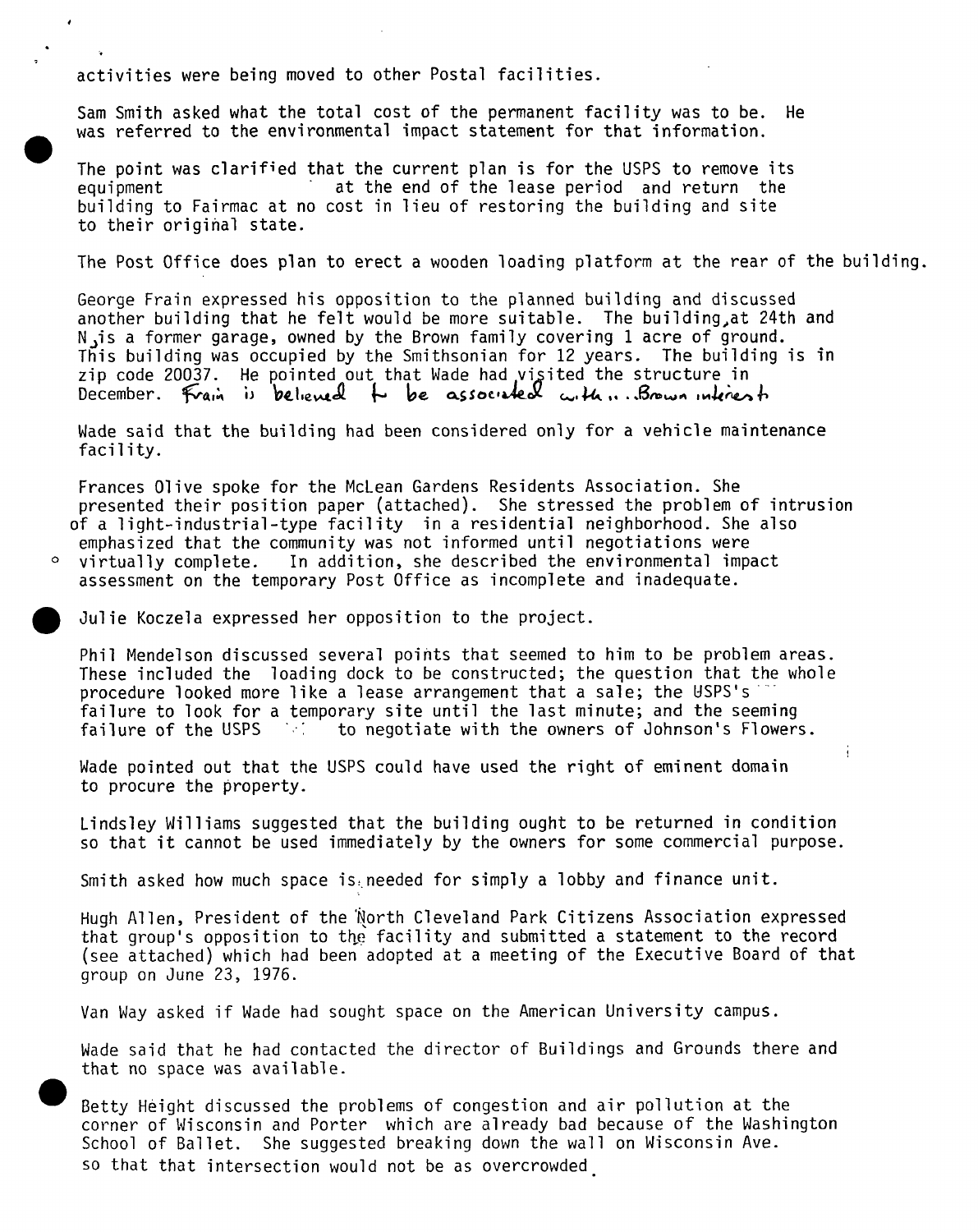activities were being moved to other Postal facilities.

Sam Smith asked what the total cost of the permanent facility was to be. He was referred to the environmental impact statement for that information.

The point was clarified that the current plan is for the USPS to remove its equipment at the end of the lease period and return the building to Fairmac at no cost in lieu of restoring the building and site to their original state.

The Post Office does plan to erect a wooden loading platform at the rear of the building.

George Frain expressed his opposition to the planned building and discussed another building that he felt would be more suitable. The building, at 24th and N, is a former garage, owned by the Brown family covering 1 acre of ground. This building was occupied by the Smithsonian for 12 years. The building is in zip code 20037. He pointed out that Wade had visited the structure in December. Frain is believed to be associated with... Brown interests

Wade said that the building had been considered only for a vehicle maintenance facility.

Frances Olive spoke for the McLean Gardens Residents Association. She presented their position paper (attached). She stressed the problem of intrusion of a light-industrial-type facility in a residential neighborhood. She also emphasized that the community was not informed until negotiations were virtually complete. In addition, she described the environmental impact assessment on the temporary Post Office as incomplete and inadequate.

Julie Koczela expressed her opposition to the project.

Phil Mendelson discussed several points that seemed to him to be problem areas. These included the loading dock to be constructed; the question that the whole procedure looked more like a lease arrangement that a sale; the USPS's failure to look for a temporary site until the last minute; and the seeming failure of the USPS to negotiate with the owners of Johnson's Flowers.

Wade pointed out that the USPS could have used the right of eminent domain to procure the property.

Lindsley Williams suggested that the building ought to be returned in condition so that it cannot be used immediately by the owners for some commercial purpose.

Smith asked how much space is needed for simply a lobby and finance unit.

Hugh Allen, President of the North Cleveland Park Citizens Association expressed that group's opposition to the facility and submitted a statement to the record (see attached) which had been adopted at a meeting of the Executive Board of that group on June 23, 1976.

Van Way asked if Wade had sought space on the American University campus.

Wade said that he had contacted the director of Buildings and Grounds there and that no space was available.

Betty Height discussed the problems of congestion and air pollution at the corner of Wisconsin and Porter which are already bad because of the Washington School of Ballet. She suggested breaking down the wall on Wisconsin Ave. so that that intersection would not be as overcrowded.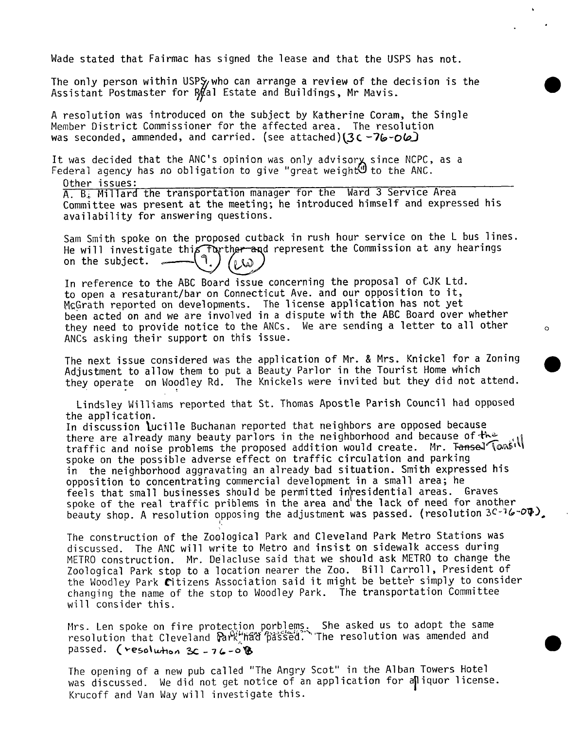Wade stated that Fairmac has signed the lease and that the USPS has not.

The only person within USPS, who can arrange a review of the decision is the Assistant Postmaster for Real Estate and Buildings, Mr Mavis.

A resolution was introduced on the subject by Katherine Coram, the Single Member District Commissioner for the affected area. The resolution was seconded, ammended, and carried. (see attached)(3C-76-06)

It was decided that the ANC's opinion was only advisory since NCPC, as a Federal agency has no obligation to give "great weight" to the ANC.

Other issues:

A. B. Millard the transportation manager for the Ward 3 Service Area Committee was present at the meeting; he introduced himself and expressed his availability for answering questions.

Sam Smith spoke on the proposed cutback in rush hour service on the L bus lines. He will investigate this and represent the Commission at any hearings on the subject.

In reference to the ABC Board issue concerning the proposal of CJK Ltd. to open a resaturant/bar on Connecticut Ave. and our opposition to it, McGrath reported on developments. The license application has not yet been acted on and we are involved in a dispute with the ABC Board over whether they need to provide notice to the ANCs. We are sending a letter to all other ANCs asking their support on this issue.

The next issue considered was the application of Mr. & Mrs. Knickel for a Zoning Adjustment to allow them to put a Beauty Parlor in the Tourist Home which they operate on Woodley Rd. The Knickels were invited but they did not attend.

Lindsley Williams reported that St. Thomas Apostle Parish Council had opposed the application.
In discussion Lucille Buchanan reported that neighbors are opposed because there are already many beauty parlors in the neighborhood and because of the traffic and noise problems the proposed addition would create. Mr. Tansill spoke on the possible adverse effect on traffic circulation and parking in the neighborhood aggravating an already bad situation. Smith expressed his opposition to concentrating commercial development in a small area; he feels that small businesses should be permitted in residential areas. Graves spoke of the real traffic priblems in the area and the lack of need for another beauty shop. A resolution opposing the adjustment was passed. (resolution 3C-76-07).

The construction of the Zoological Park and Cleveland Park Metro Stations was discussed. The ANC will write to Metro and insist on sidewalk access during METRO construction. Mr. Delacluse said that we should ask METRO to change the Zoological Park stop to a location nearer the Zoo. Bill Carroll, President of the Woodley Park Citizens Association said it might be better simply to consider changing the name of the stop to Woodley Park. The transportation Committee will consider this.

Mrs. Len spoke on fire protection porblems. She asked us to adopt the same resolution that Cleveland Park Citizens Association had passed. The resolution was amended and passed. (resolution 3C-76-08)

The opening of a new pub called "The Angry Scot" in the Alban Towers Hotel was discussed. We did not get notice of an application for a liquor license. Krucoff and Van Way will investigate this.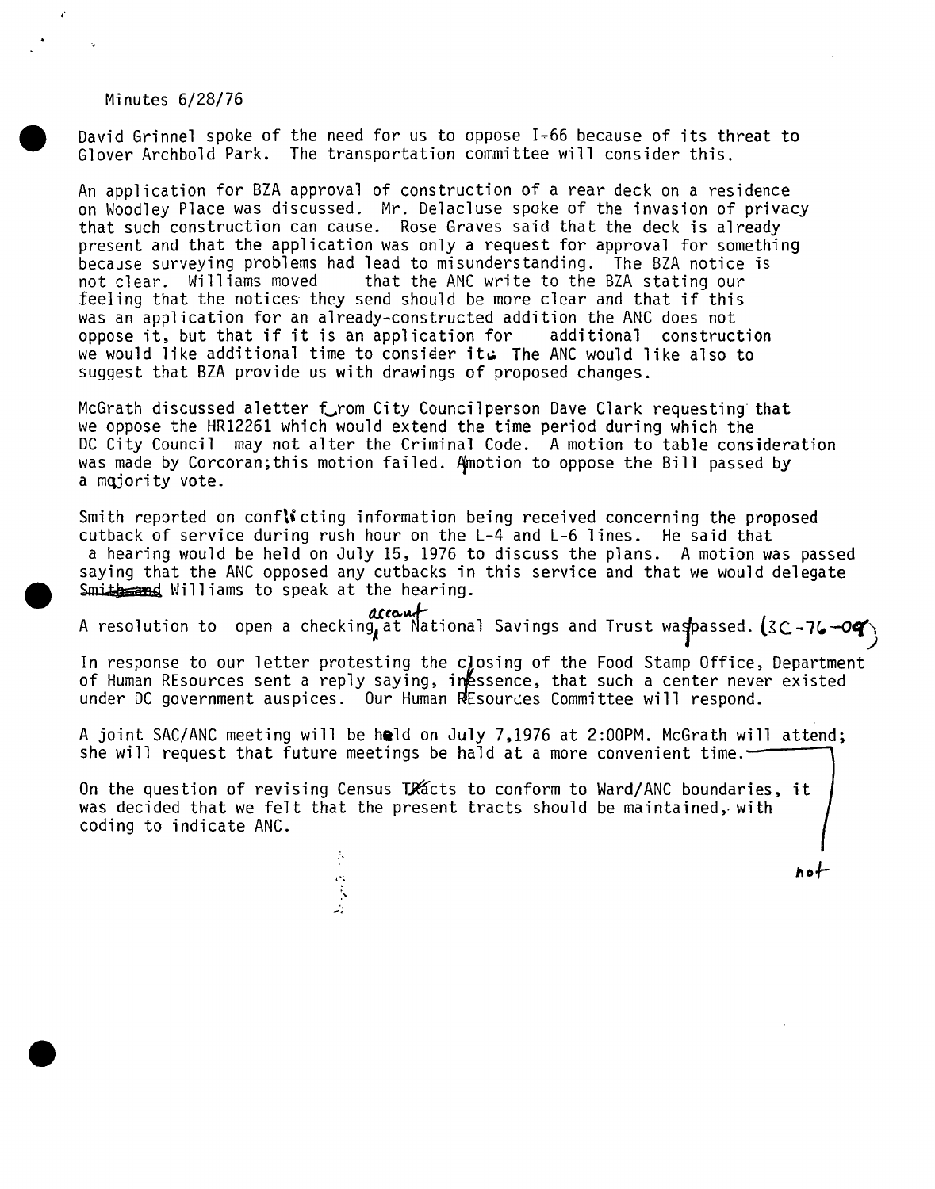Minutes 6/28/76

David Grinnel spoke of the need for us to oppose I-66 because of its threat to Glover Archbold Park. The transportation committee will consider this.

An application for BZA approval of construction of a rear deck on a residence on Woodley Place was discussed. Mr. Delacluse spoke of the invasion of privacy that such construction can cause. Rose Graves said that the deck is already present and that the application was only a request for approval for something because surveying problems had lead to misunderstanding. The BZA notice is not clear. Williams moved that the ANC write to the BZA stating our feeling that the notices they send should be more clear and that if this was an application for an already-constructed addition the ANC does not oppose it, but that if it is an application for additional construction we would like additional time to consider it. The ANC would like also to suggest that BZA provide us with drawings of proposed changes.

McGrath discussed aletter from City Councilperson Dave Clark requesting that we oppose the HR12261 which would extend the time period during which the DC City Council may not alter the Criminal Code. A motion to table consideration was made by Corcoran;this motion failed. Amotion to oppose the Bill passed by a majority vote.

Smith reported on conflicting information being received concerning the proposed cutback of service during rush hour on the L-4 and L-6 lines. He said that a hearing would be held on July 15, 1976 to discuss the plans. A motion was passed saying that the ANC opposed any cutbacks in this service and that we would delegate ~~Smith and~~ Williams to speak at the hearing.

A resolution to open a checking account at National Savings and Trust was passed. (3C-76-09)

In response to our letter protesting the closing of the Food Stamp Office, Department of Human REsources sent a reply saying, in essence, that such a center never existed under DC government auspices. Our Human REsources Committee will respond.

A joint SAC/ANC meeting will be held on July 7,1976 at 2:00PM. McGrath will attend; she will request that future meetings be hald at a more convenient time.

On the question of revising Census Tracts to conform to Ward/ANC boundaries, it was decided that we felt that the present tracts should be maintained, with coding to indicate ANC.

not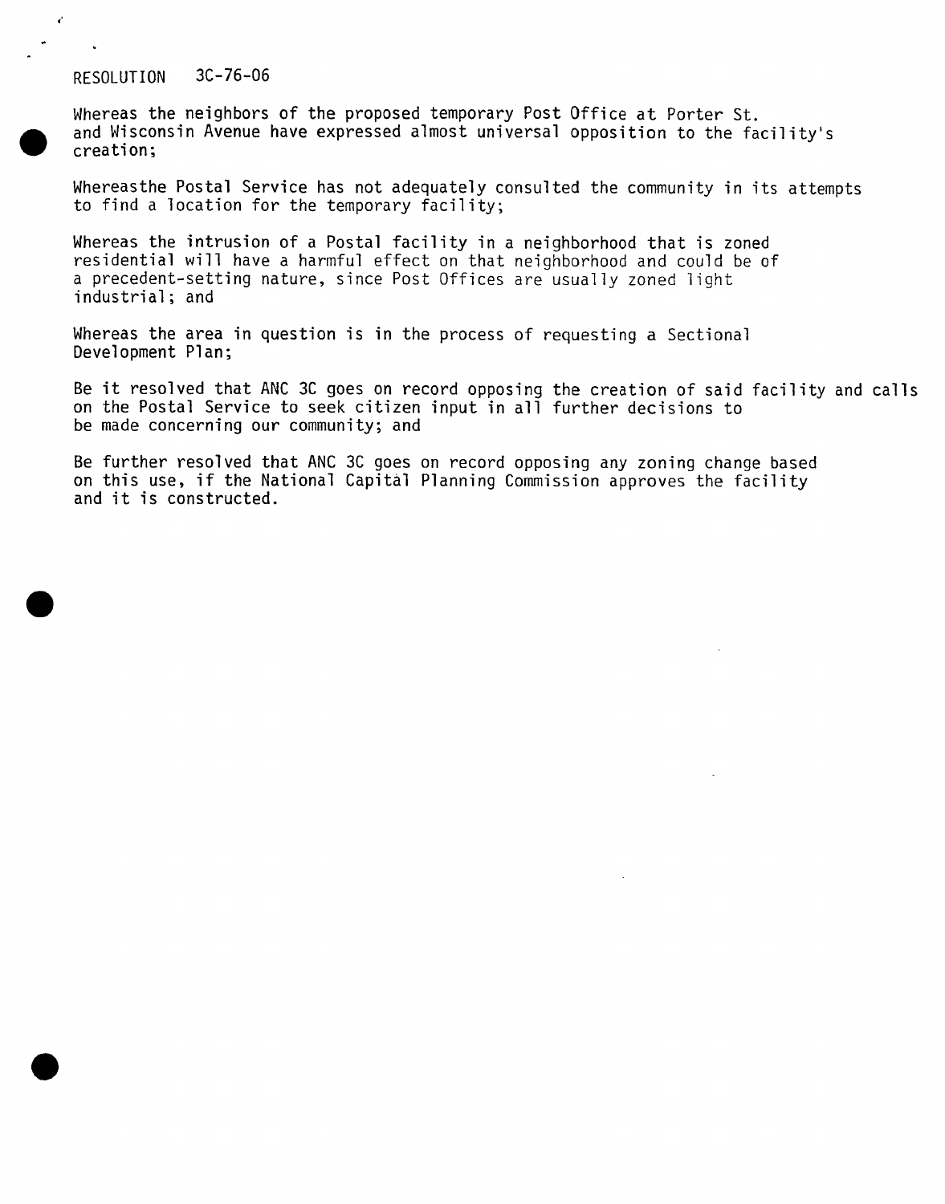RESOLUTION 3C-76-06

Whereas the neighbors of the proposed temporary Post Office at Porter St. and Wisconsin Avenue have expressed almost universal opposition to the facility's creation;

Whereasthe Postal Service has not adequately consulted the community in its attempts to find a location for the temporary facility;

Whereas the intrusion of a Postal facility in a neighborhood that is zoned residential will have a harmful effect on that neighborhood and could be of a precedent-setting nature, since Post Offices are usually zoned light industrial; and

Whereas the area in question is in the process of requesting a Sectional Development Plan;

Be it resolved that ANC 3C goes on record opposing the creation of said facility and calls on the Postal Service to seek citizen input in all further decisions to be made concerning our community; and

Be further resolved that ANC 3C goes on record opposing any zoning change based on this use, if the National Capital Planning Commission approves the facility and it is constructed.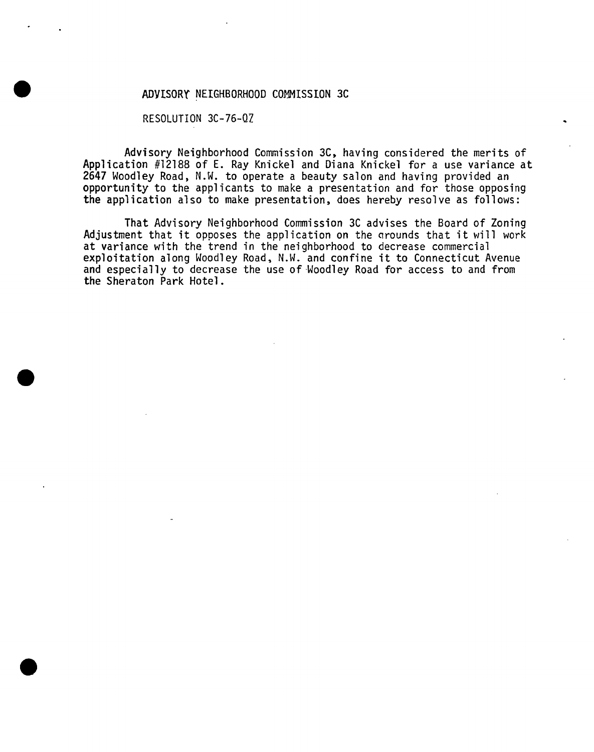# ADVISORY NEIGHBORHOOD COMMISSION 3C

## RESOLUTION 3C-76-07

Advisory Neighborhood Commission 3C, having considered the merits of Application #12188 of E. Ray Knickel and Diana Knickel for a use variance at 2647 Woodley Road, N.W. to operate a beauty salon and having provided an opportunity to the applicants to make a presentation and for those opposing the application also to make presentation, does hereby resolve as follows:

That Advisory Neighborhood Commission 3C advises the Board of Zoning Adjustment that it opposes the application on the grounds that it will work at variance with the trend in the neighborhood to decrease commercial exploitation along Woodley Road, N.W. and confine it to Connecticut Avenue and especially to decrease the use of Woodley Road for access to and from the Sheraton Park Hotel.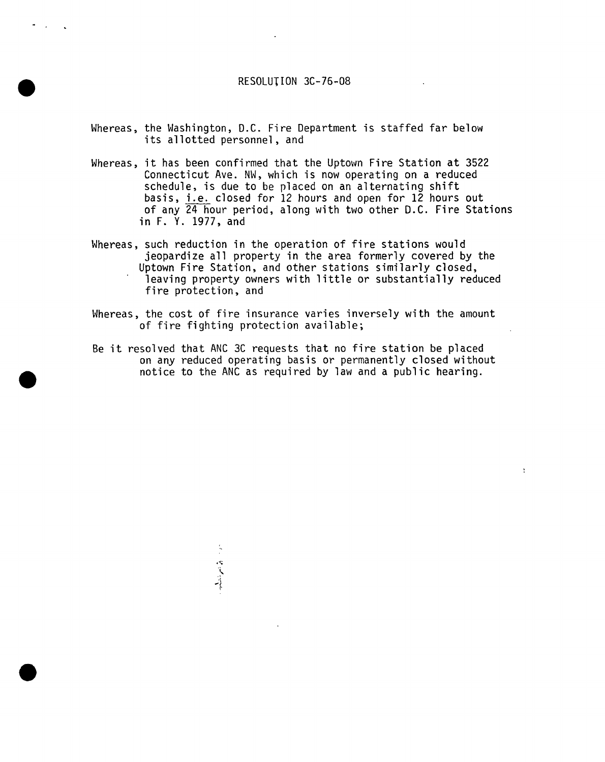# RESOLUTION 3C-76-08

Whereas, the Washington, D.C. Fire Department is staffed far below its allotted personnel, and

Whereas, it has been confirmed that the Uptown Fire Station at 3522 Connecticut Ave. NW, which is now operating on a reduced schedule, is due to be placed on an alternating shift basis, i.e. closed for 12 hours and open for 12 hours out of any 24 hour period, along with two other D.C. Fire Stations in F. Y. 1977, and

Whereas, such reduction in the operation of fire stations would jeopardize all property in the area formerly covered by the Uptown Fire Station, and other stations similarly closed, leaving property owners with little or substantially reduced fire protection, and

Whereas, the cost of fire insurance varies inversely with the amount of fire fighting protection available;

Be it resolved that ANC 3C requests that no fire station be placed on any reduced operating basis or permanently closed without notice to the ANC as required by law and a public hearing.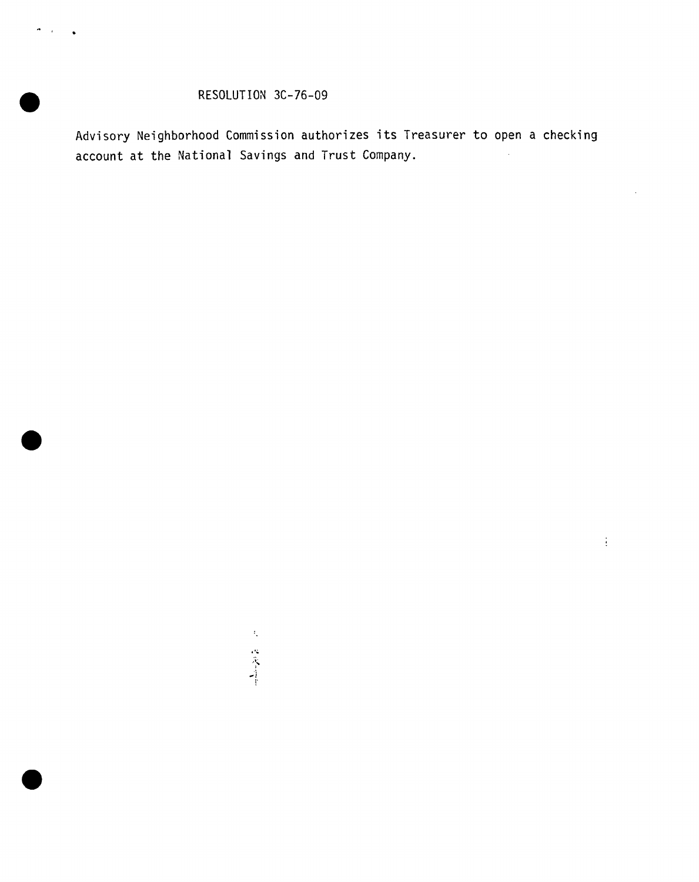# RESOLUTION 3C-76-09

Advisory Neighborhood Commission authorizes its Treasurer to open a checking account at the National Savings and Trust Company.